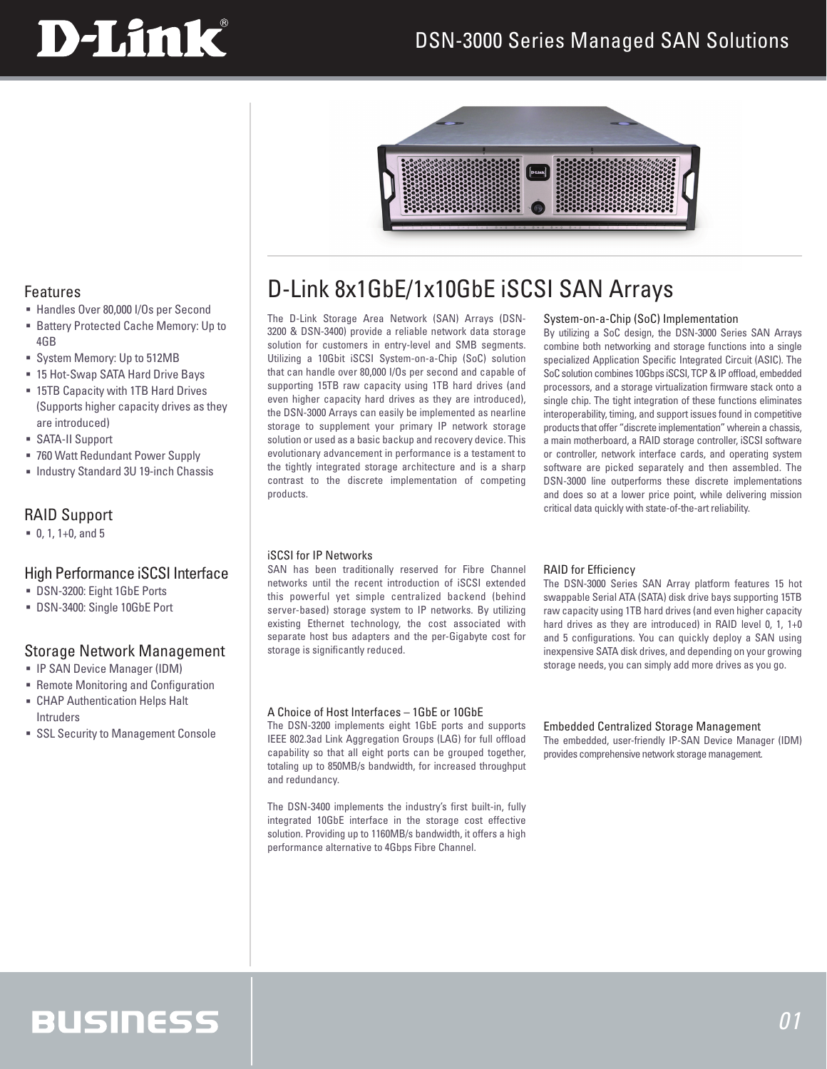# DSN-3000 Series Managed SAN Solutions

## D-Link 8x1GbE/1x10GbE iSCSI SAN Arrays

### Features

- Handles Over 80,000 I/Os per Second
- Battery Protected Cache Memory: Up to 4GB
- System Memory: Up to 512MB
- 15 Hot-Swap SATA Hard Drive Bays
- 15TB Capacity with 1TB Hard Drives (Supports higher capacity drives as they are introduced)
- SATA-II Support
- 760 Watt Redundant Power Supply
- Industry Standard 3U 19-inch Chassis

### RAID Support

- 0, 1, 1+0, and 5

### High Performance iSCSI Interface

- DSN-3200: Eight 1GbE Ports
- DSN-3400: Single 10GbE Port

### Storage Network Management

- IP SAN Device Manager (IDM)
- Remote Monitoring and Configuration
- CHAP Authentication Helps Halt Intruders
- SSL Security to Management Console

The D-Link Storage Area Network (SAN) Arrays (DSN-3200 & DSN-3400) provide a reliable network data storage solution for customers in entry-level and SMB segments. Utilizing a 10Gbit iSCSI System-on-a-Chip (SoC) solution that can handle over 80,000 I/Os per second and capable of supporting 15TB raw capacity using 1TB hard drives (and even higher capacity hard drives as they are introduced), the DSN-3000 Arrays can easily be implemented as nearline storage to supplement your primary IP network storage solution or used as a basic backup and recovery device. This evolutionary advancement in performance is a testament to the tightly integrated storage architecture and is a sharp contrast to the discrete implementation of competing products.

### System-on-a-Chip (SoC) Implementation

By utilizing a SoC design, the DSN-3000 Series SAN Arrays combine both networking and storage functions into a single specialized Application Specific Integrated Circuit (ASIC). The SoC solution combines 10Gbps iSCSI, TCP & IP offload, embedded processors, and a storage virtualization firmware stack onto a single chip. The tight integration of these functions eliminates interoperability, timing, and support issues found in competitive products that offer "discrete implementation" wherein a chassis, a main motherboard, a RAID storage controller, iSCSI software or controller, network interface cards, and operating system software are picked separately and then assembled. The DSN-3000 line outperforms these discrete implementations and does so at a lower price point, while delivering mission critical data quickly with state-of-the-art reliability.

### iSCSI for IP Networks

SAN has been traditionally reserved for Fibre Channel networks until the recent introduction of iSCSI extended this powerful yet simple centralized backend (behind server-based) storage system to IP networks. By utilizing existing Ethernet technology, the cost associated with separate host bus adapters and the per-Gigabyte cost for storage is significantly reduced.

### RAID for Efficiency

The DSN-3000 Series SAN Array platform features 15 hot swappable Serial ATA (SATA) disk drive bays supporting 15TB raw capacity using 1TB hard drives (and even higher capacity hard drives as they are introduced) in RAID level 0, 1, 1+0 and 5 configurations. You can quickly deploy a SAN using inexpensive SATA disk drives, and depending on your growing storage needs, you can simply add more drives as you go.

### A Choice of Host Interfaces – 1GbE or 10GbE

The DSN-3200 implements eight 1GbE ports and supports IEEE 802.3ad Link Aggregation Groups (LAG) for full offload capability so that all eight ports can be grouped together, totaling up to 850MB/s bandwidth, for increased throughput and redundancy.

The DSN-3400 implements the industry's first built-in, fully integrated 10GbE interface in the storage cost effective solution. Providing up to 1160MB/s bandwidth, it offers a high performance alternative to 4Gbps Fibre Channel.

### Embedded Centralized Storage Management

The embedded, user-friendly IP-SAN Device Manager (IDM) provides comprehensive network storage management.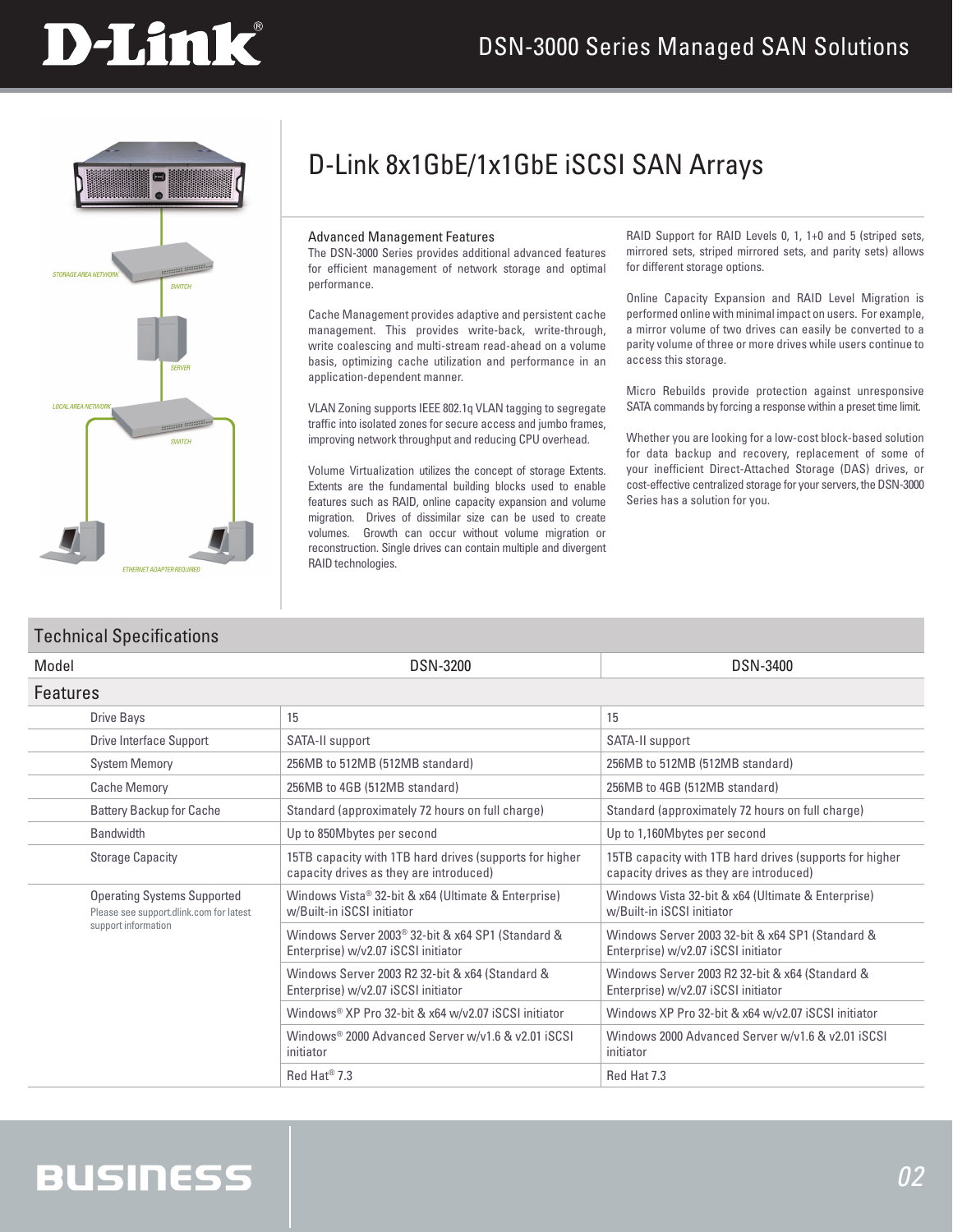# D-Link 8x1GbE/1x1GbE iSCSI SAN Arrays

STORAGE AREA NETWORK

SWITCH

SERVER

LOCAL AREA NETWORK

SWITCH

ETHERNET ADAPTER REQUIRED

### Advanced Management Features

The DSN-3000 Series provides additional advanced features for efficient management of network storage and optimal performance.

Cache Management provides adaptive and persistent cache management. This provides write-back, write-through, write coalescing and multi-stream read-ahead on a volume basis, optimizing cache utilization and performance in an application-dependent manner.

VLAN Zoning supports IEEE 802.1q VLAN tagging to segregate traffic into isolated zones for secure access and jumbo frames, improving network throughput and reducing CPU overhead.

Volume Virtualization utilizes the concept of storage Extents. Extents are the fundamental building blocks used to enable features such as RAID, online capacity expansion and volume migration. Drives of dissimilar size can be used to create volumes. Growth can occur without volume migration or reconstruction. Single drives can contain multiple and divergent RAID technologies.

RAID Support for RAID Levels 0, 1, 1+0 and 5 (striped sets, mirrored sets, striped mirrored sets, and parity sets) allows for different storage options.

Online Capacity Expansion and RAID Level Migration is performed online with minimal impact on users. For example, a mirror volume of two drives can easily be converted to a parity volume of three or more drives while users continue to access this storage.

Micro Rebuilds provide protection against unresponsive SATA commands by forcing a response within a preset time limit.

Whether you are looking for a low-cost block-based solution for data backup and recovery, replacement of some of your inefficient Direct-Attached Storage (DAS) drives, or cost-effective centralized storage for your servers, the DSN-3000 Series has a solution for you.

## Technical Specifications

| Model | DSN-3200 | DSN-3400 |
|---|---|---|
| **Features** | | |
| Drive Bays | 15 | 15 |
| Drive Interface Support | SATA-II support | SATA-II support |
| System Memory | 256MB to 512MB (512MB standard) | 256MB to 512MB (512MB standard) |
| Cache Memory | 256MB to 4GB (512MB standard) | 256MB to 4GB (512MB standard) |
| Battery Backup for Cache | Standard (approximately 72 hours on full charge) | Standard (approximately 72 hours on full charge) |
| Bandwidth | Up to 850Mbytes per second | Up to 1,160Mbytes per second |
| Storage Capacity | 15TB capacity with 1TB hard drives (supports for higher capacity drives as they are introduced) | 15TB capacity with 1TB hard drives (supports for higher capacity drives as they are introduced) |
| Operating Systems Supported<br>Please see support.dlink.com for latest support information | Windows Vista® 32-bit & x64 (Ultimate & Enterprise) w/Built-in iSCSI initiator | Windows Vista 32-bit & x64 (Ultimate & Enterprise) w/Built-in iSCSI initiator |
| | Windows Server 2003® 32-bit & x64 SP1 (Standard & Enterprise) w/v2.07 iSCSI initiator | Windows Server 2003 32-bit & x64 SP1 (Standard & Enterprise) w/v2.07 iSCSI initiator |
| | Windows Server 2003 R2 32-bit & x64 (Standard & Enterprise) w/v2.07 iSCSI initiator | Windows Server 2003 R2 32-bit & x64 (Standard & Enterprise) w/v2.07 iSCSI initiator |
| | Windows® XP Pro 32-bit & x64 w/v2.07 iSCSI initiator | Windows XP Pro 32-bit & x64 w/v2.07 iSCSI initiator |
| | Windows® 2000 Advanced Server w/v1.6 & v2.01 iSCSI initiator | Windows 2000 Advanced Server w/v1.6 & v2.01 iSCSI initiator |
| | Red Hat® 7.3 | Red Hat 7.3 |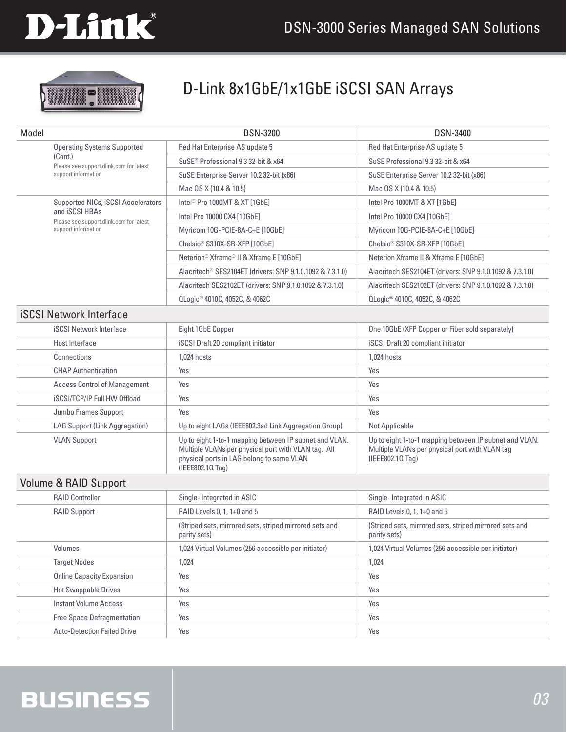## D-Link 8x1GbE/1x1GbE iSCSI SAN Arrays

| Model | | DSN-3200 | DSN-3400 |
|---|---|---|---|
| | Operating Systems Supported (Cont.) Please see support.dlink.com for latest support information | Red Hat Enterprise AS update 5 | Red Hat Enterprise AS update 5 |
| | | SuSE® Professional 9.3 32-bit & x64 | SuSE Professional 9.3 32-bit & x64 |
| | | SuSE Enterprise Server 10.2 32-bit (x86) | SuSE Enterprise Server 10.2 32-bit (x86) |
| | | Mac OS X (10.4 & 10.5) | Mac OS X (10.4 & 10.5) |
| | Supported NICs, iSCSI Accelerators and iSCSI HBAs Please see support.dlink.com for latest support information | Intel® Pro 1000MT & XT [1GbE] | Intel Pro 1000MT & XT [1GbE] |
| | | Intel Pro 10000 CX4 [10GbE] | Intel Pro 10000 CX4 [10GbE] |
| | | Myricom 10G-PCIE-8A-C+E [10GbE] | Myricom 10G-PCIE-8A-C+E [10GbE] |
| | | Chelsio® S310X-SR-XFP [10GbE] | Chelsio® S310X-SR-XFP [10GbE] |
| | | Neterion® Xframe® II & Xframe E [10GbE] | Neterion Xframe II & Xframe E [10GbE] |
| | | Alacritech® SES2104ET (drivers: SNP 9.1.0.1092 & 7.3.1.0) | Alacritech SES2104ET (drivers: SNP 9.1.0.1092 & 7.3.1.0) |
| | | Alacritech SES2102ET (drivers: SNP 9.1.0.1092 & 7.3.1.0) | Alacritech SES2102ET (drivers: SNP 9.1.0.1092 & 7.3.1.0) |
| | | QLogic® 4010C, 4052C, & 4062C | QLogic® 4010C, 4052C, & 4062C |
| **iSCSI Network Interface** | | | |
| | iSCSI Network Interface | Eight 1GbE Copper | One 10GbE (XFP Copper or Fiber sold separately) |
| | Host Interface | iSCSI Draft 20 compliant initiator | iSCSI Draft 20 compliant initiator |
| | Connections | 1,024 hosts | 1,024 hosts |
| | CHAP Authentication | Yes | Yes |
| | Access Control of Management | Yes | Yes |
| | iSCSI/TCP/IP Full HW Offload | Yes | Yes |
| | Jumbo Frames Support | Yes | Yes |
| | LAG Support (Link Aggregation) | Up to eight LAGs (IEEE802.3ad Link Aggregation Group) | Not Applicable |
| | VLAN Support | Up to eight 1-to-1 mapping between IP subnet and VLAN. Multiple VLANs per physical port with VLAN tag. All physical ports in LAG belong to same VLAN (IEEE802.1Q Tag) | Up to eight 1-to-1 mapping between IP subnet and VLAN. Multiple VLANs per physical port with VLAN tag (IEEE802.1Q Tag) |
| **Volume & RAID Support** | | | |
| | RAID Controller | Single- Integrated in ASIC | Single- Integrated in ASIC |
| | RAID Support | RAID Levels 0, 1, 1+0 and 5 | RAID Levels 0, 1, 1+0 and 5 |
| | | (Striped sets, mirrored sets, striped mirrored sets and parity sets) | (Striped sets, mirrored sets, striped mirrored sets and parity sets) |
| | Volumes | 1,024 Virtual Volumes (256 accessible per initiator) | 1,024 Virtual Volumes (256 accessible per initiator) |
| | Target Nodes | 1,024 | 1,024 |
| | Online Capacity Expansion | Yes | Yes |
| | Hot Swappable Drives | Yes | Yes |
| | Instant Volume Access | Yes | Yes |
| | Free Space Defragmentation | Yes | Yes |
| | Auto-Detection Failed Drive | Yes | Yes |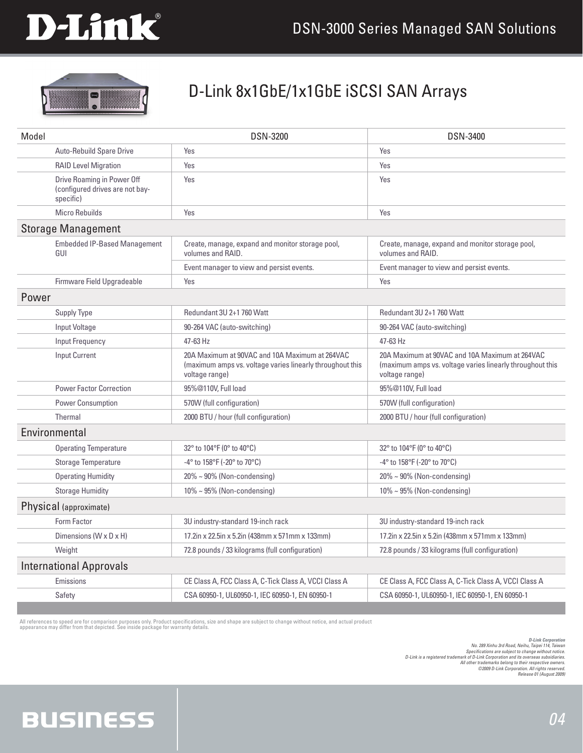# D-Link 8x1GbE/1x1GbE iSCSI SAN Arrays

| Model | DSN-3200 | DSN-3400 |
|---|---|---|
| Auto-Rebuild Spare Drive | Yes | Yes |
| RAID Level Migration | Yes | Yes |
| Drive Roaming in Power Off (configured drives are not bay-specific) | Yes | Yes |
| Micro Rebuilds | Yes | Yes |
| **Storage Management** | | |
| Embedded IP-Based Management GUI | Create, manage, expand and monitor storage pool, volumes and RAID. | Create, manage, expand and monitor storage pool, volumes and RAID. |
| | Event manager to view and persist events. | Event manager to view and persist events. |
| Firmware Field Upgradeable | Yes | Yes |
| **Power** | | |
| Supply Type | Redundant 3U 2+1 760 Watt | Redundant 3U 2+1 760 Watt |
| Input Voltage | 90-264 VAC (auto-switching) | 90-264 VAC (auto-switching) |
| Input Frequency | 47-63 Hz | 47-63 Hz |
| Input Current | 20A Maximum at 90VAC and 10A Maximum at 264VAC (maximum amps vs. voltage varies linearly throughout this voltage range) | 20A Maximum at 90VAC and 10A Maximum at 264VAC (maximum amps vs. voltage varies linearly throughout this voltage range) |
| Power Factor Correction | 95%@110V, Full load | 95%@110V, Full load |
| Power Consumption | 570W (full configuration) | 570W (full configuration) |
| Thermal | 2000 BTU / hour (full configuration) | 2000 BTU / hour (full configuration) |
| **Environmental** | | |
| Operating Temperature | 32° to 104°F (0° to 40°C) | 32° to 104°F (0° to 40°C) |
| Storage Temperature | -4° to 158°F (-20° to 70°C) | -4° to 158°F (-20° to 70°C) |
| Operating Humidity | 20% ~ 90% (Non-condensing) | 20% ~ 90% (Non-condensing) |
| Storage Humidity | 10% ~ 95% (Non-condensing) | 10% ~ 95% (Non-condensing) |
| **Physical** (approximate) | | |
| Form Factor | 3U industry-standard 19-inch rack | 3U industry-standard 19-inch rack |
| Dimensions (W x D x H) | 17.2in x 22.5in x 5.2in (438mm x 571mm x 133mm) | 17.2in x 22.5in x 5.2in (438mm x 571mm x 133mm) |
| Weight | 72.8 pounds / 33 kilograms (full configuration) | 72.8 pounds / 33 kilograms (full configuration) |
| **International Approvals** | | |
| Emissions | CE Class A, FCC Class A, C-Tick Class A, VCCI Class A | CE Class A, FCC Class A, C-Tick Class A, VCCI Class A |
| Safety | CSA 60950-1, UL60950-1, IEC 60950-1, EN 60950-1 | CSA 60950-1, UL60950-1, IEC 60950-1, EN 60950-1 |

All references to speed are for comparison purposes only. Product specifications, size and shape are subject to change without notice, and actual product appearance may differ from that depicted. See inside package for warranty details.

*D-Link Corporation*
*No. 289 Xinhu 3rd Road, Neihu, Taipei 114, Taiwan*
*Specifications are subject to change without notice.*
*D-Link is a registered trademark of D-Link Corporation and its overseas subsidiaries.*
*All other trademarks belong to their respective owners.*
*©2009 D-Link Corporation. All rights reserved.*
*Release 01 (August 2009)*